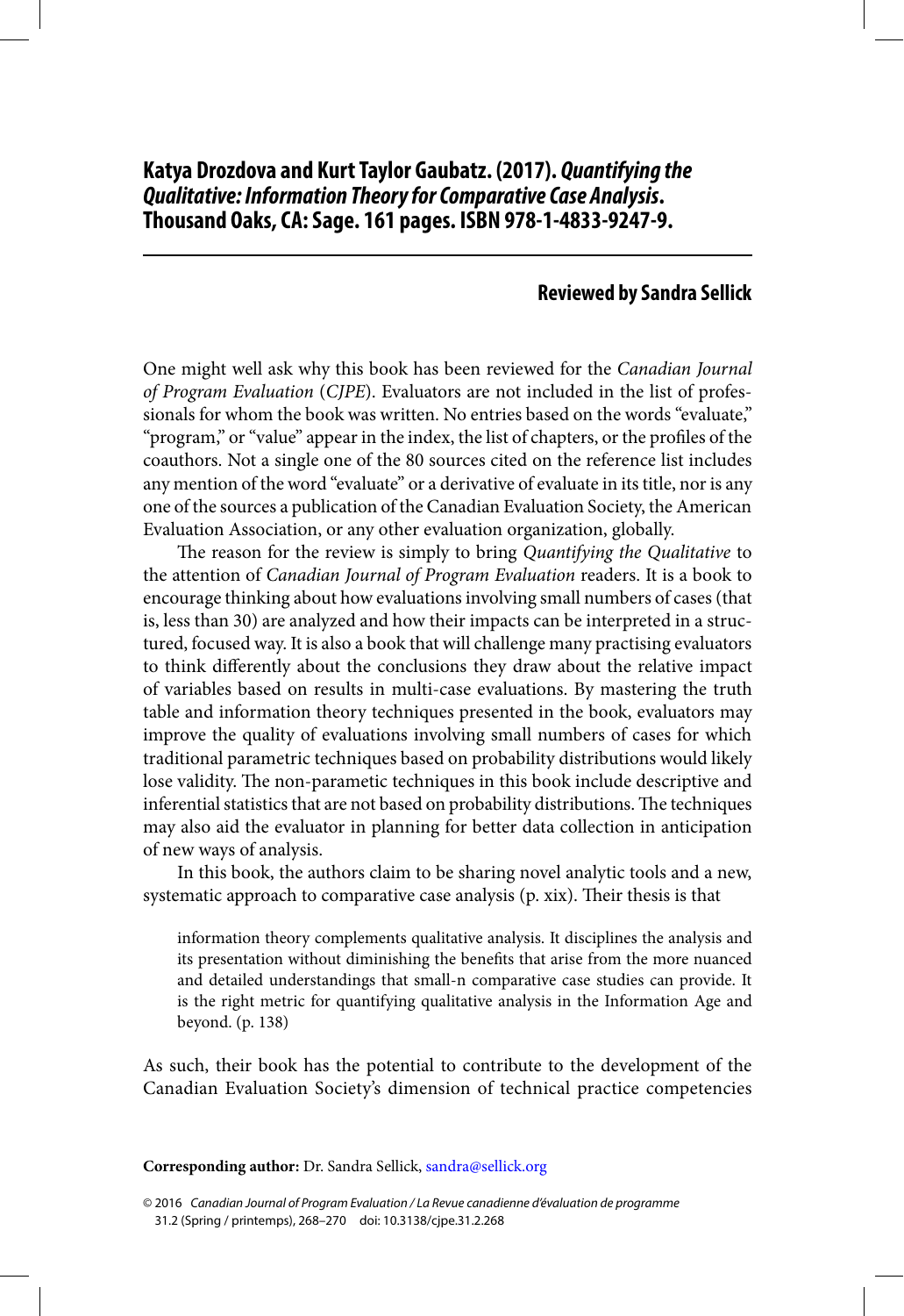## Katya Drozdova and Kurt Taylor Gaubatz. (2017). *Quantifying the Qualitative: Information Theory for Comparative Case Analysis*. Thousand Oaks, CA: Sage. 161 pages. ISBN 978-1-4833-9247-9.

### Reviewed by Sandra Sellick

One might well ask why this book has been reviewed for the *Canadian Journal of Program Evaluation* (*CJPE*). Evaluators are not included in the list of professionals for whom the book was written. No entries based on the words "evaluate," "program," or "value" appear in the index, the list of chapters, or the profiles of the coauthors. Not a single one of the 80 sources cited on the reference list includes any mention of the word "evaluate" or a derivative of evaluate in its title, nor is any one of the sources a publication of the Canadian Evaluation Society, the American Evaluation Association, or any other evaluation organization, globally.

The reason for the review is simply to bring *Quantifying the Qualitative* to the attention of *Canadian Journal of Program Evaluation* readers. It is a book to encourage thinking about how evaluations involving small numbers of cases (that is, less than 30) are analyzed and how their impacts can be interpreted in a structured, focused way. It is also a book that will challenge many practising evaluators to think differently about the conclusions they draw about the relative impact of variables based on results in multi-case evaluations. By mastering the truth table and information theory techniques presented in the book, evaluators may improve the quality of evaluations involving small numbers of cases for which traditional parametric techniques based on probability distributions would likely lose validity. The non-parametic techniques in this book include descriptive and inferential statistics that are not based on probability distributions. The techniques may also aid the evaluator in planning for better data collection in anticipation of new ways of analysis.

In this book, the authors claim to be sharing novel analytic tools and a new, systematic approach to comparative case analysis (p. xix). Their thesis is that

> information theory complements qualitative analysis. It disciplines the analysis and its presentation without diminishing the benefits that arise from the more nuanced and detailed understandings that small-n comparative case studies can provide. It is the right metric for quantifying qualitative analysis in the Information Age and beyond. (p. 138)

As such, their book has the potential to contribute to the development of the Canadian Evaluation Society's dimension of technical practice competencies

**Corresponding author:** Dr. Sandra Sellick, sandra@sellick.org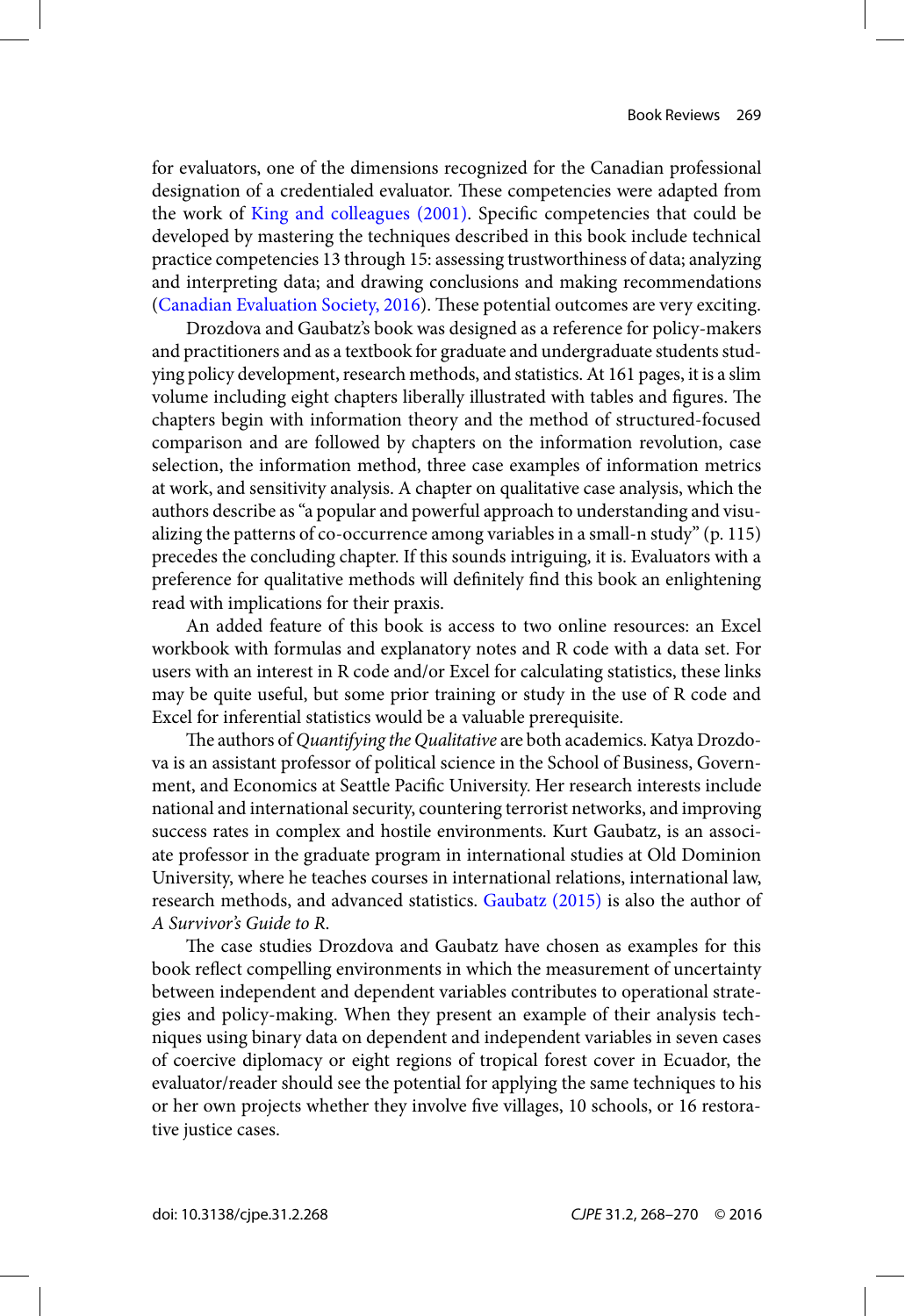for evaluators, one of the dimensions recognized for the Canadian professional designation of a credentialed evaluator. These competencies were adapted from the work of King and colleagues (2001). Specific competencies that could be developed by mastering the techniques described in this book include technical practice competencies 13 through 15: assessing trustworthiness of data; analyzing and interpreting data; and drawing conclusions and making recommendations (Canadian Evaluation Society, 2016). These potential outcomes are very exciting.

Drozdova and Gaubatz's book was designed as a reference for policy-makers and practitioners and as a textbook for graduate and undergraduate students studying policy development, research methods, and statistics. At 161 pages, it is a slim volume including eight chapters liberally illustrated with tables and figures. The chapters begin with information theory and the method of structured-focused comparison and are followed by chapters on the information revolution, case selection, the information method, three case examples of information metrics at work, and sensitivity analysis. A chapter on qualitative case analysis, which the authors describe as "a popular and powerful approach to understanding and visualizing the patterns of co-occurrence among variables in a small-n study" (p. 115) precedes the concluding chapter. If this sounds intriguing, it is. Evaluators with a preference for qualitative methods will definitely find this book an enlightening read with implications for their praxis.

An added feature of this book is access to two online resources: an Excel workbook with formulas and explanatory notes and R code with a data set. For users with an interest in R code and/or Excel for calculating statistics, these links may be quite useful, but some prior training or study in the use of R code and Excel for inferential statistics would be a valuable prerequisite.

The authors of *Quantifying the Qualitative* are both academics. Katya Drozdova is an assistant professor of political science in the School of Business, Government, and Economics at Seattle Pacific University. Her research interests include national and international security, countering terrorist networks, and improving success rates in complex and hostile environments. Kurt Gaubatz, is an associate professor in the graduate program in international studies at Old Dominion University, where he teaches courses in international relations, international law, research methods, and advanced statistics. Gaubatz (2015) is also the author of *A Survivor's Guide to R*.

The case studies Drozdova and Gaubatz have chosen as examples for this book reflect compelling environments in which the measurement of uncertainty between independent and dependent variables contributes to operational strategies and policy-making. When they present an example of their analysis techniques using binary data on dependent and independent variables in seven cases of coercive diplomacy or eight regions of tropical forest cover in Ecuador, the evaluator/reader should see the potential for applying the same techniques to his or her own projects whether they involve five villages, 10 schools, or 16 restorative justice cases.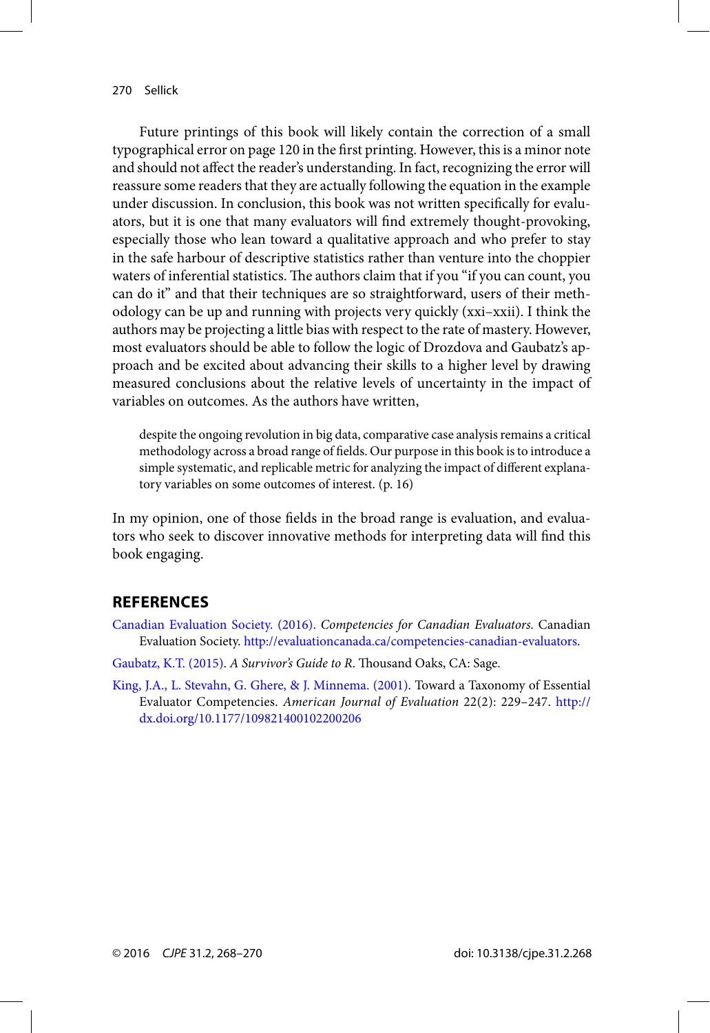Future printings of this book will likely contain the correction of a small typographical error on page 120 in the first printing. However, this is a minor note and should not affect the reader's understanding. In fact, recognizing the error will reassure some readers that they are actually following the equation in the example under discussion. In conclusion, this book was not written specifically for evaluators, but it is one that many evaluators will find extremely thought-provoking, especially those who lean toward a qualitative approach and who prefer to stay in the safe harbour of descriptive statistics rather than venture into the choppier waters of inferential statistics. The authors claim that if you "if you can count, you can do it" and that their techniques are so straightforward, users of their methodology can be up and running with projects very quickly (xxi–xxii). I think the authors may be projecting a little bias with respect to the rate of mastery. However, most evaluators should be able to follow the logic of Drozdova and Gaubatz's approach and be excited about advancing their skills to a higher level by drawing measured conclusions about the relative levels of uncertainty in the impact of variables on outcomes. As the authors have written,

> despite the ongoing revolution in big data, comparative case analysis remains a critical methodology across a broad range of fields. Our purpose in this book is to introduce a simple systematic, and replicable metric for analyzing the impact of different explanatory variables on some outcomes of interest. (p. 16)

In my opinion, one of those fields in the broad range is evaluation, and evaluators who seek to discover innovative methods for interpreting data will find this book engaging.

## REFERENCES

Canadian Evaluation Society. (2016). *Competencies for Canadian Evaluators*. Canadian Evaluation Society. http://evaluationcanada.ca/competencies-canadian-evaluators.

Gaubatz, K.T. (2015). *A Survivor's Guide to R*. Thousand Oaks, CA: Sage.

King, J.A., L. Stevahn, G. Ghere, & J. Minnema. (2001). Toward a Taxonomy of Essential Evaluator Competencies. *American Journal of Evaluation* 22(2): 229–247. http://dx.doi.org/10.1177/109821400102200206